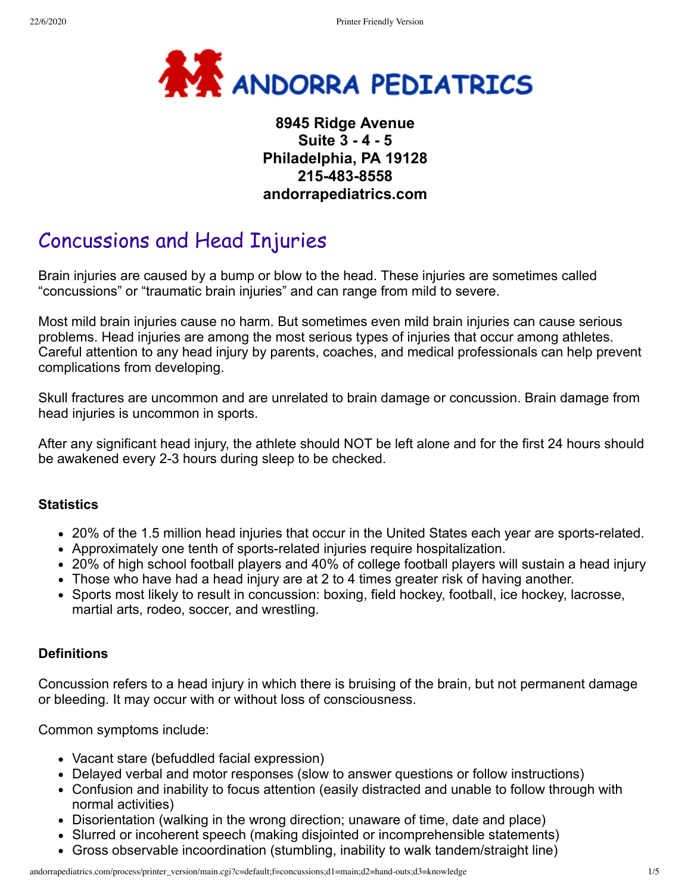# ANDORRA PEDIATRICS

**8945 Ridge Avenue**
**Suite 3 - 4 - 5**
**Philadelphia, PA 19128**
**215-483-8558**
**andorrapediatrics.com**

## Concussions and Head Injuries

Brain injuries are caused by a bump or blow to the head. These injuries are sometimes called "concussions" or "traumatic brain injuries" and can range from mild to severe.

Most mild brain injuries cause no harm. But sometimes even mild brain injuries can cause serious problems. Head injuries are among the most serious types of injuries that occur among athletes. Careful attention to any head injury by parents, coaches, and medical professionals can help prevent complications from developing.

Skull fractures are uncommon and are unrelated to brain damage or concussion. Brain damage from head injuries is uncommon in sports.

After any significant head injury, the athlete should NOT be left alone and for the first 24 hours should be awakened every 2-3 hours during sleep to be checked.

### Statistics

- 20% of the 1.5 million head injuries that occur in the United States each year are sports-related.
- Approximately one tenth of sports-related injuries require hospitalization.
- 20% of high school football players and 40% of college football players will sustain a head injury
- Those who have had a head injury are at 2 to 4 times greater risk of having another.
- Sports most likely to result in concussion: boxing, field hockey, football, ice hockey, lacrosse, martial arts, rodeo, soccer, and wrestling.

### Definitions

Concussion refers to a head injury in which there is bruising of the brain, but not permanent damage or bleeding. It may occur with or without loss of consciousness.

Common symptoms include:

- Vacant stare (befuddled facial expression)
- Delayed verbal and motor responses (slow to answer questions or follow instructions)
- Confusion and inability to focus attention (easily distracted and unable to follow through with normal activities)
- Disorientation (walking in the wrong direction; unaware of time, date and place)
- Slurred or incoherent speech (making disjointed or incomprehensible statements)
- Gross observable incoordination (stumbling, inability to walk tandem/straight line)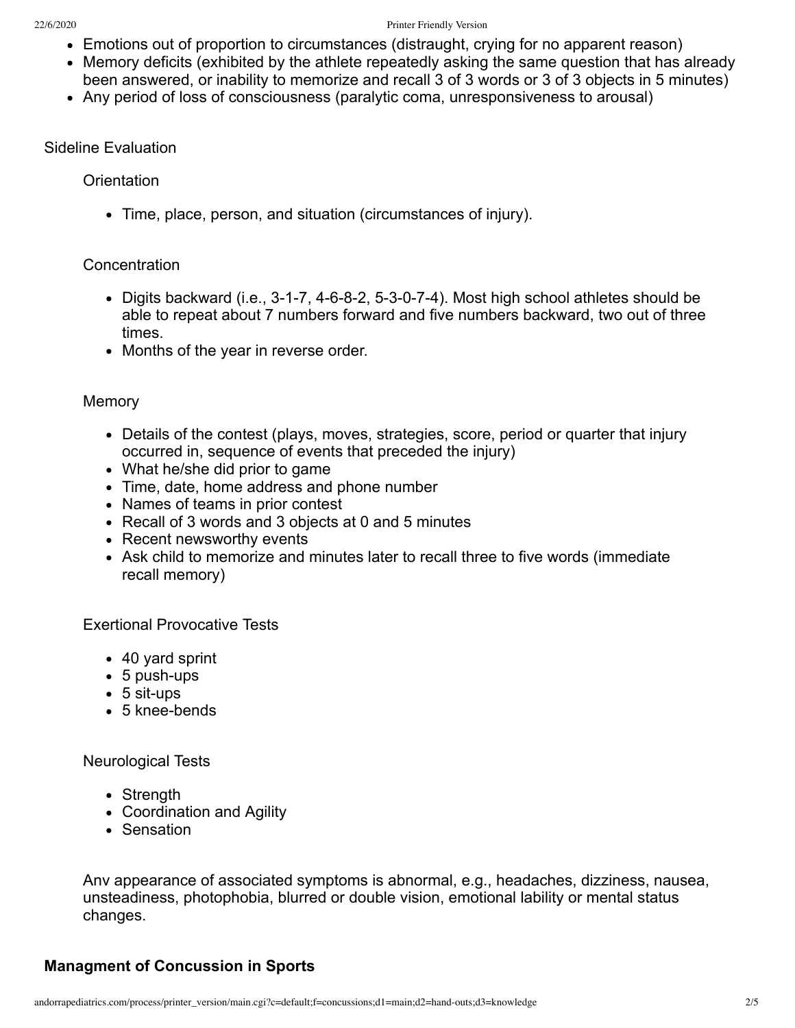- Emotions out of proportion to circumstances (distraught, crying for no apparent reason)
- Memory deficits (exhibited by the athlete repeatedly asking the same question that has already been answered, or inability to memorize and recall 3 of 3 words or 3 of 3 objects in 5 minutes)
- Any period of loss of consciousness (paralytic coma, unresponsiveness to arousal)

Sideline Evaluation

Orientation

- Time, place, person, and situation (circumstances of injury).

Concentration

- Digits backward (i.e., 3-1-7, 4-6-8-2, 5-3-0-7-4). Most high school athletes should be able to repeat about 7 numbers forward and five numbers backward, two out of three times.
- Months of the year in reverse order.

Memory

- Details of the contest (plays, moves, strategies, score, period or quarter that injury occurred in, sequence of events that preceded the injury)
- What he/she did prior to game
- Time, date, home address and phone number
- Names of teams in prior contest
- Recall of 3 words and 3 objects at 0 and 5 minutes
- Recent newsworthy events
- Ask child to memorize and minutes later to recall three to five words (immediate recall memory)

Exertional Provocative Tests

- 40 yard sprint
- 5 push-ups
- 5 sit-ups
- 5 knee-bends

Neurological Tests

- Strength
- Coordination and Agility
- Sensation

Anv appearance of associated symptoms is abnormal, e.g., headaches, dizziness, nausea, unsteadiness, photophobia, blurred or double vision, emotional lability or mental status changes.

## Managment of Concussion in Sports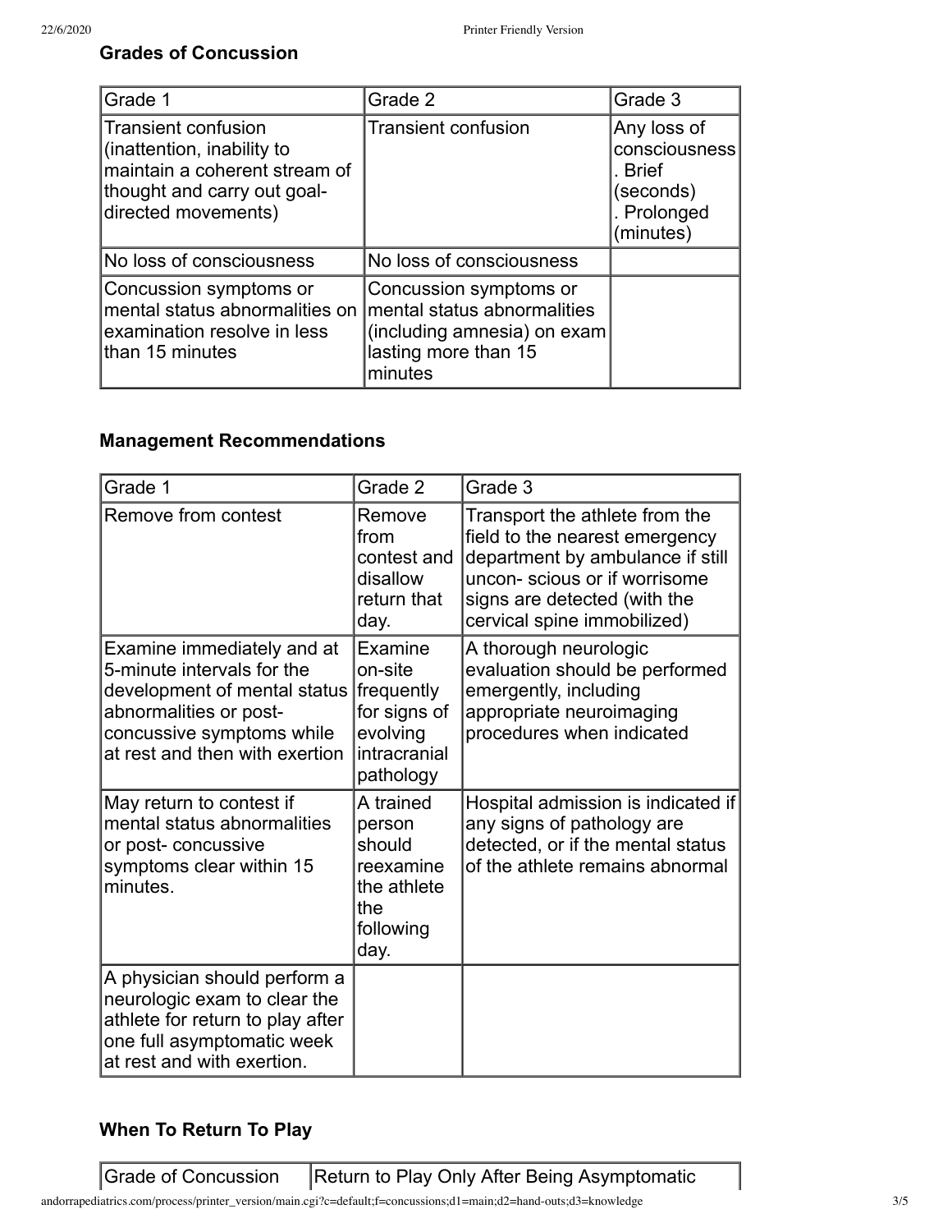### Grades of Concussion

| Grade 1 | Grade 2 | Grade 3 |
|---|---|---|
| Transient confusion (inattention, inability to maintain a coherent stream of thought and carry out goal-directed movements) | Transient confusion | Any loss of consciousness . Brief (seconds) . Prolonged (minutes) |
| No loss of consciousness | No loss of consciousness | |
| Concussion symptoms or mental status abnormalities on examination resolve in less than 15 minutes | Concussion symptoms or mental status abnormalities (including amnesia) on exam lasting more than 15 minutes | |

### Management Recommendations

| Grade 1 | Grade 2 | Grade 3 |
|---|---|---|
| Remove from contest | Remove from contest and disallow return that day. | Transport the athlete from the field to the nearest emergency department by ambulance if still uncon- scious or if worrisome signs are detected (with the cervical spine immobilized) |
| Examine immediately and at 5-minute intervals for the development of mental status abnormalities or post-concussive symptoms while at rest and then with exertion | Examine on-site frequently for signs of evolving intracranial pathology | A thorough neurologic evaluation should be performed emergently, including appropriate neuroimaging procedures when indicated |
| May return to contest if mental status abnormalities or post- concussive symptoms clear within 15 minutes. | A trained person should reexamine the athlete the following day. | Hospital admission is indicated if any signs of pathology are detected, or if the mental status of the athlete remains abnormal |
| A physician should perform a neurologic exam to clear the athlete for return to play after one full asymptomatic week at rest and with exertion. | | |

### When To Return To Play

| Grade of Concussion | Return to Play Only After Being Asymptomatic |
|---|---|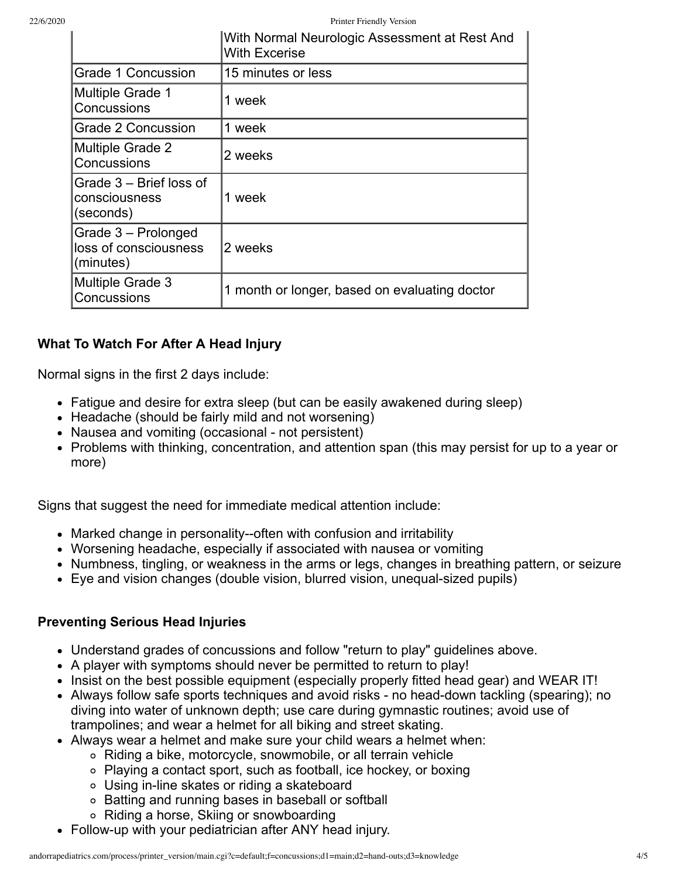| | With Normal Neurologic Assessment at Rest And With Excerise |
|---|---|
| Grade 1 Concussion | 15 minutes or less |
| Multiple Grade 1 Concussions | 1 week |
| Grade 2 Concussion | 1 week |
| Multiple Grade 2 Concussions | 2 weeks |
| Grade 3 – Brief loss of consciousness (seconds) | 1 week |
| Grade 3 – Prolonged loss of consciousness (minutes) | 2 weeks |
| Multiple Grade 3 Concussions | 1 month or longer, based on evaluating doctor |

**What To Watch For After A Head Injury**

Normal signs in the first 2 days include:

- Fatigue and desire for extra sleep (but can be easily awakened during sleep)
- Headache (should be fairly mild and not worsening)
- Nausea and vomiting (occasional - not persistent)
- Problems with thinking, concentration, and attention span (this may persist for up to a year or more)

Signs that suggest the need for immediate medical attention include:

- Marked change in personality--often with confusion and irritability
- Worsening headache, especially if associated with nausea or vomiting
- Numbness, tingling, or weakness in the arms or legs, changes in breathing pattern, or seizure
- Eye and vision changes (double vision, blurred vision, unequal-sized pupils)

**Preventing Serious Head Injuries**

- Understand grades of concussions and follow "return to play" guidelines above.
- A player with symptoms should never be permitted to return to play!
- Insist on the best possible equipment (especially properly fitted head gear) and WEAR IT!
- Always follow safe sports techniques and avoid risks - no head-down tackling (spearing); no diving into water of unknown depth; use care during gymnastic routines; avoid use of trampolines; and wear a helmet for all biking and street skating.
- Always wear a helmet and make sure your child wears a helmet when:
  - Riding a bike, motorcycle, snowmobile, or all terrain vehicle
  - Playing a contact sport, such as football, ice hockey, or boxing
  - Using in-line skates or riding a skateboard
  - Batting and running bases in baseball or softball
  - Riding a horse, Skiing or snowboarding
- Follow-up with your pediatrician after ANY head injury.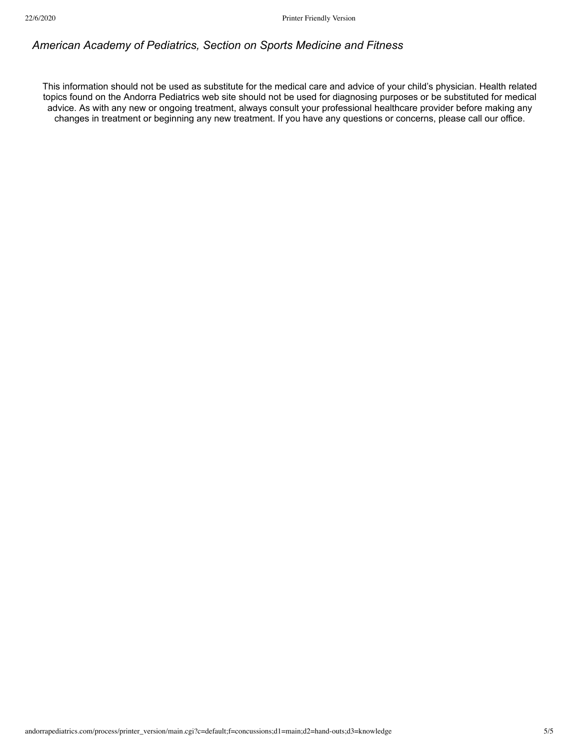*American Academy of Pediatrics, Section on Sports Medicine and Fitness*

This information should not be used as substitute for the medical care and advice of your child's physician. Health related topics found on the Andorra Pediatrics web site should not be used for diagnosing purposes or be substituted for medical advice. As with any new or ongoing treatment, always consult your professional healthcare provider before making any changes in treatment or beginning any new treatment. If you have any questions or concerns, please call our office.